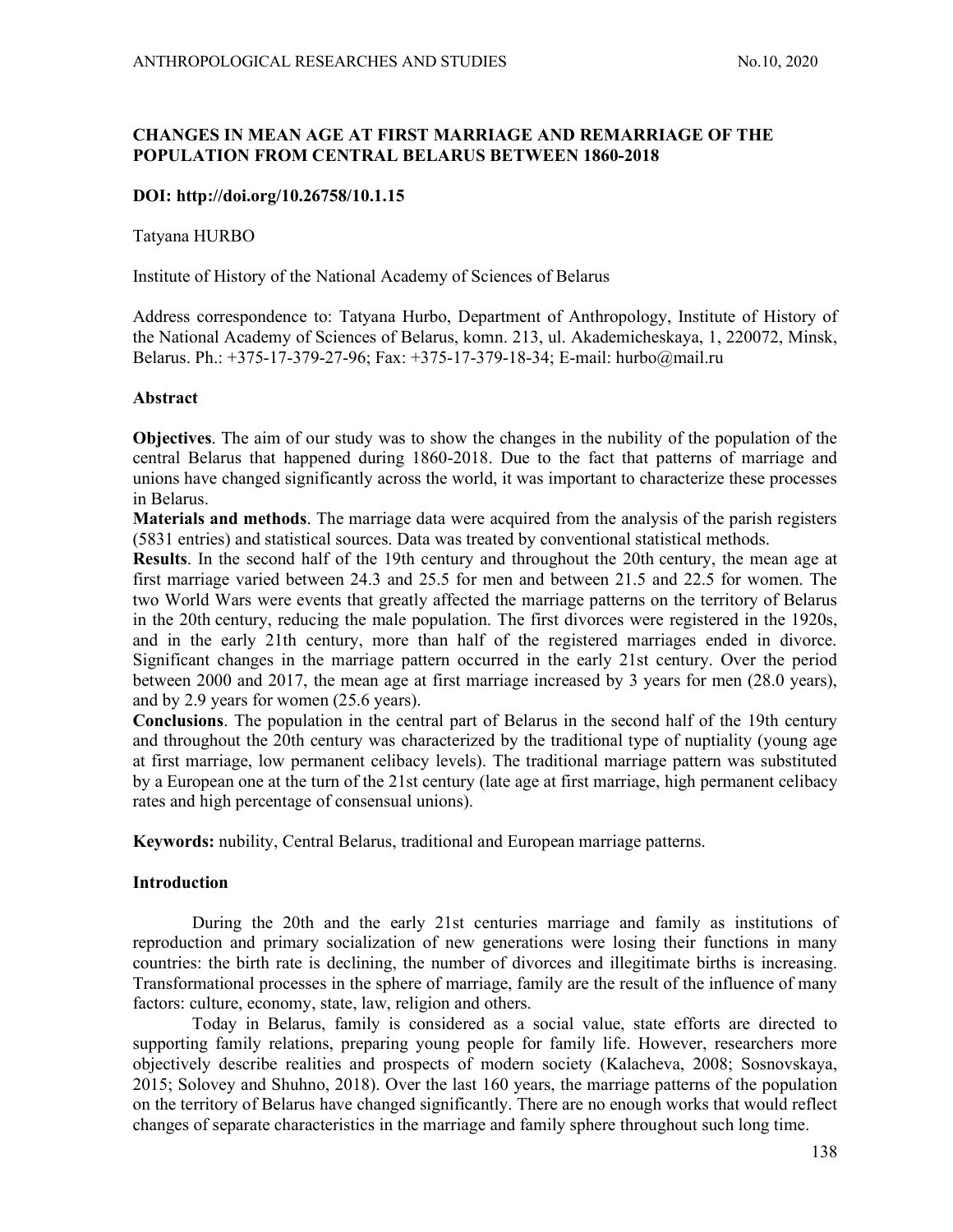# CHANGES IN MEAN AGE AT FIRST MARRIAGE AND REMARRIAGE OF THE POPULATION FROM CENTRAL BELARUS BETWEEN 1860-2018

**DOI: http://doi.org/10.26758/10.1.15**

Tatyana HURBO

Institute of History of the National Academy of Sciences of Belarus

Address correspondence to: Tatyana Hurbo, Department of Anthropology, Institute of History of the National Academy of Sciences of Belarus, komn. 213, ul. Akademicheskaya, 1, 220072, Minsk, Belarus. Ph.: +375-17-379-27-96; Fax: +375-17-379-18-34; E-mail: hurbo@mail.ru

## Abstract

**Objectives**. The aim of our study was to show the changes in the nubility of the population of the central Belarus that happened during 1860-2018. Due to the fact that patterns of marriage and unions have changed significantly across the world, it was important to characterize these processes in Belarus.

**Materials and methods**. The marriage data were acquired from the analysis of the parish registers (5831 entries) and statistical sources. Data was treated by conventional statistical methods.

**Results**. In the second half of the 19th century and throughout the 20th century, the mean age at first marriage varied between 24.3 and 25.5 for men and between 21.5 and 22.5 for women. The two World Wars were events that greatly affected the marriage patterns on the territory of Belarus in the 20th century, reducing the male population. The first divorces were registered in the 1920s, and in the early 21th century, more than half of the registered marriages ended in divorce. Significant changes in the marriage pattern occurred in the early 21st century. Over the period between 2000 and 2017, the mean age at first marriage increased by 3 years for men (28.0 years), and by 2.9 years for women (25.6 years).

**Conclusions**. The population in the central part of Belarus in the second half of the 19th century and throughout the 20th century was characterized by the traditional type of nuptiality (young age at first marriage, low permanent celibacy levels). The traditional marriage pattern was substituted by a European one at the turn of the 21st century (late age at first marriage, high permanent celibacy rates and high percentage of consensual unions).

**Keywords:** nubility, Central Belarus, traditional and European marriage patterns.

## Introduction

During the 20th and the early 21st centuries marriage and family as institutions of reproduction and primary socialization of new generations were losing their functions in many countries: the birth rate is declining, the number of divorces and illegitimate births is increasing. Transformational processes in the sphere of marriage, family are the result of the influence of many factors: culture, economy, state, law, religion and others.

Today in Belarus, family is considered as a social value, state efforts are directed to supporting family relations, preparing young people for family life. However, researchers more objectively describe realities and prospects of modern society (Kalacheva, 2008; Sosnovskaya, 2015; Solovey and Shuhno, 2018). Over the last 160 years, the marriage patterns of the population on the territory of Belarus have changed significantly. There are no enough works that would reflect changes of separate characteristics in the marriage and family sphere throughout such long time.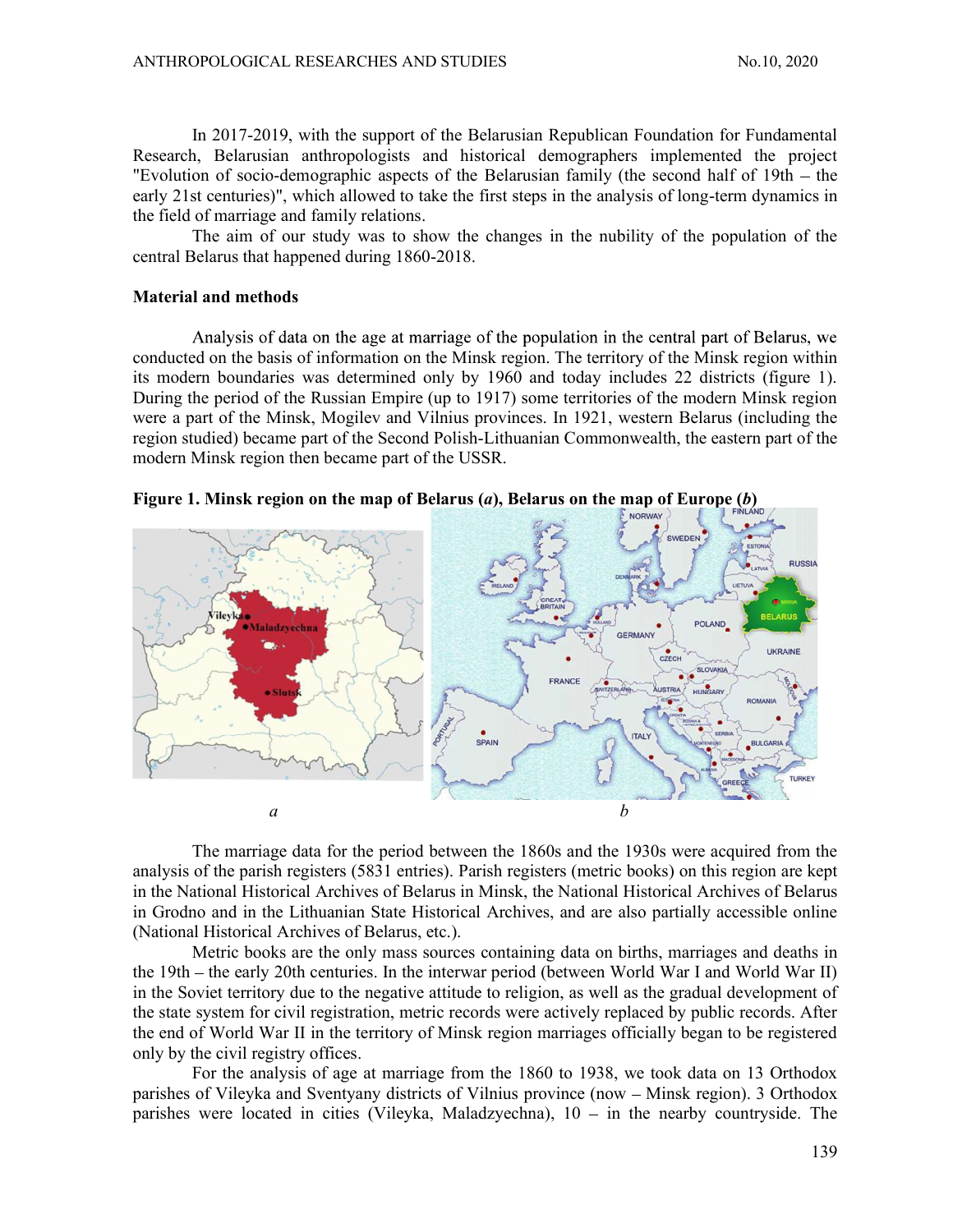In 2017-2019, with the support of the Belarusian Republican Foundation for Fundamental Research, Belarusian anthropologists and historical demographers implemented the project "Evolution of socio-demographic aspects of the Belarusian family (the second half of 19th – the early 21st centuries)", which allowed to take the first steps in the analysis of long-term dynamics in the field of marriage and family relations.

The aim of our study was to show the changes in the nubility of the population of the central Belarus that happened during 1860-2018.

**Material and methods**

Analysis of data on the age at marriage of the population in the central part of Belarus, we conducted on the basis of information on the Minsk region. The territory of the Minsk region within its modern boundaries was determined only by 1960 and today includes 22 districts (figure 1). During the period of the Russian Empire (up to 1917) some territories of the modern Minsk region were a part of the Minsk, Mogilev and Vilnius provinces. In 1921, western Belarus (including the region studied) became part of the Second Polish-Lithuanian Commonwealth, the eastern part of the modern Minsk region then became part of the USSR.

**Figure 1. Minsk region on the map of Belarus (*a*), Belarus on the map of Europe (*b*)**

*a* *b*

The marriage data for the period between the 1860s and the 1930s were acquired from the analysis of the parish registers (5831 entries). Parish registers (metric books) on this region are kept in the National Historical Archives of Belarus in Minsk, the National Historical Archives of Belarus in Grodno and in the Lithuanian State Historical Archives, and are also partially accessible online (National Historical Archives of Belarus, etc.).

Metric books are the only mass sources containing data on births, marriages and deaths in the 19th – the early 20th centuries. In the interwar period (between World War I and World War II) in the Soviet territory due to the negative attitude to religion, as well as the gradual development of the state system for civil registration, metric records were actively replaced by public records. After the end of World War II in the territory of Minsk region marriages officially began to be registered only by the civil registry offices.

For the analysis of age at marriage from the 1860 to 1938, we took data on 13 Orthodox parishes of Vileyka and Sventyany districts of Vilnius province (now – Minsk region). 3 Orthodox parishes were located in cities (Vileyka, Maladzyechna), 10 – in the nearby countryside. The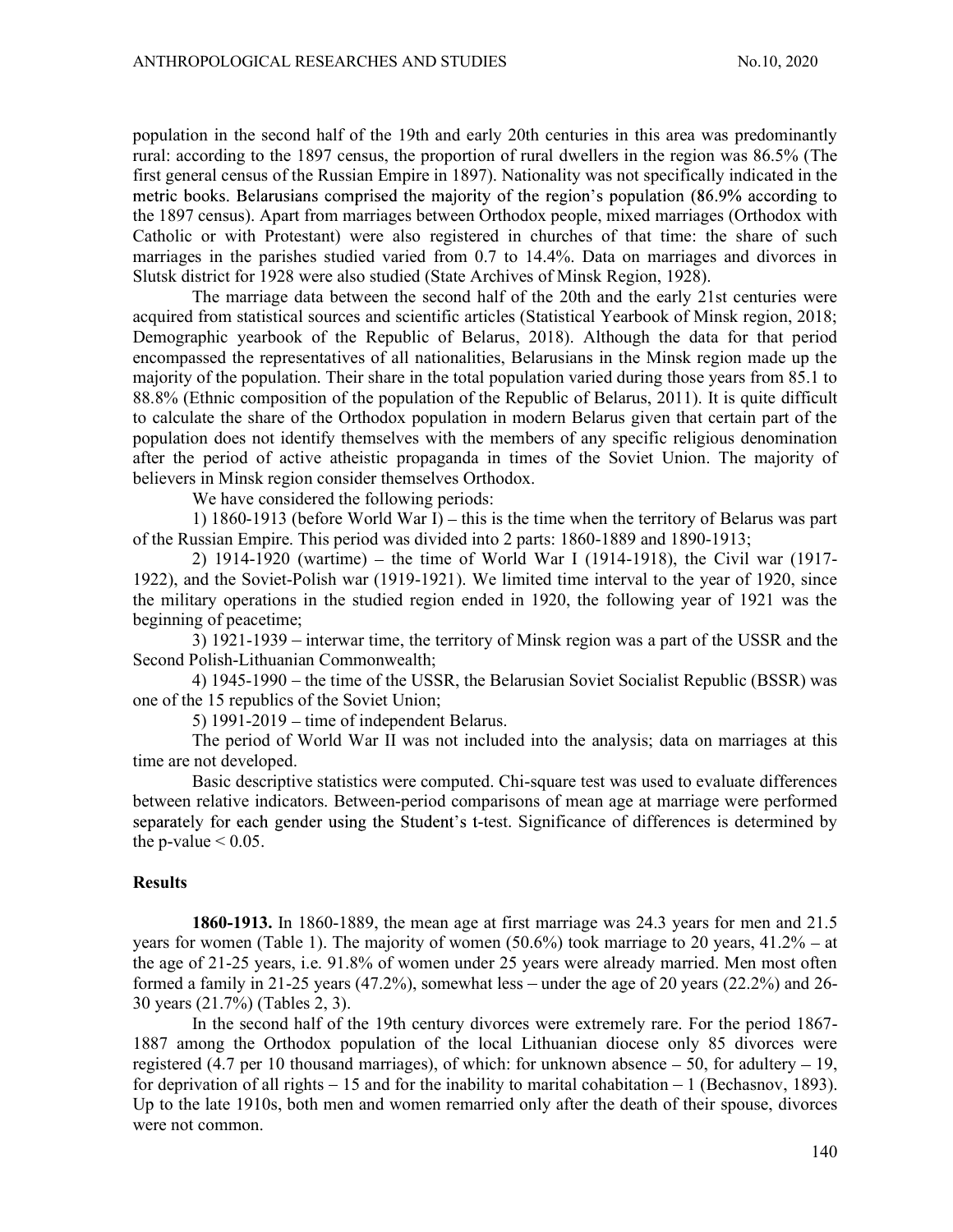population in the second half of the 19th and early 20th centuries in this area was predominantly rural: according to the 1897 census, the proportion of rural dwellers in the region was 86.5% (The first general census of the Russian Empire in 1897). Nationality was not specifically indicated in the metric books. Belarusians comprised the majority of the region's population (86.9% according to the 1897 census). Apart from marriages between Orthodox people, mixed marriages (Orthodox with Catholic or with Protestant) were also registered in churches of that time: the share of such marriages in the parishes studied varied from 0.7 to 14.4%. Data on marriages and divorces in Slutsk district for 1928 were also studied (State Archives of Minsk Region, 1928).

The marriage data between the second half of the 20th and the early 21st centuries were acquired from statistical sources and scientific articles (Statistical Yearbook of Minsk region, 2018; Demographic yearbook of the Republic of Belarus, 2018). Although the data for that period encompassed the representatives of all nationalities, Belarusians in the Minsk region made up the majority of the population. Their share in the total population varied during those years from 85.1 to 88.8% (Ethnic composition of the population of the Republic of Belarus, 2011). It is quite difficult to calculate the share of the Orthodox population in modern Belarus given that certain part of the population does not identify themselves with the members of any specific religious denomination after the period of active atheistic propaganda in times of the Soviet Union. The majority of believers in Minsk region consider themselves Orthodox.

We have considered the following periods:

1) 1860-1913 (before World War I) – this is the time when the territory of Belarus was part of the Russian Empire. This period was divided into 2 parts: 1860-1889 and 1890-1913;

2) 1914-1920 (wartime) – the time of World War I (1914-1918), the Civil war (1917-1922), and the Soviet-Polish war (1919-1921). We limited time interval to the year of 1920, since the military operations in the studied region ended in 1920, the following year of 1921 was the beginning of peacetime;

3) 1921-1939 – interwar time, the territory of Minsk region was a part of the USSR and the Second Polish-Lithuanian Commonwealth;

4) 1945-1990 – the time of the USSR, the Belarusian Soviet Socialist Republic (BSSR) was one of the 15 republics of the Soviet Union;

5) 1991-2019 – time of independent Belarus.

The period of World War II was not included into the analysis; data on marriages at this time are not developed.

Basic descriptive statistics were computed. Chi-square test was used to evaluate differences between relative indicators. Between-period comparisons of mean age at marriage were performed separately for each gender using the Student's t-test. Significance of differences is determined by the p-value $< 0.05$.

## Results

**1860-1913.** In 1860-1889, the mean age at first marriage was 24.3 years for men and 21.5 years for women (Table 1). The majority of women (50.6%) took marriage to 20 years, 41.2% – at the age of 21-25 years, i.e. 91.8% of women under 25 years were already married. Men most often formed a family in 21-25 years (47.2%), somewhat less – under the age of 20 years (22.2%) and 26-30 years (21.7%) (Tables 2, 3).

In the second half of the 19th century divorces were extremely rare. For the period 1867-1887 among the Orthodox population of the local Lithuanian diocese only 85 divorces were registered (4.7 per 10 thousand marriages), of which: for unknown absence – 50, for adultery – 19, for deprivation of all rights – 15 and for the inability to marital cohabitation – 1 (Bechasnov, 1893). Up to the late 1910s, both men and women remarried only after the death of their spouse, divorces were not common.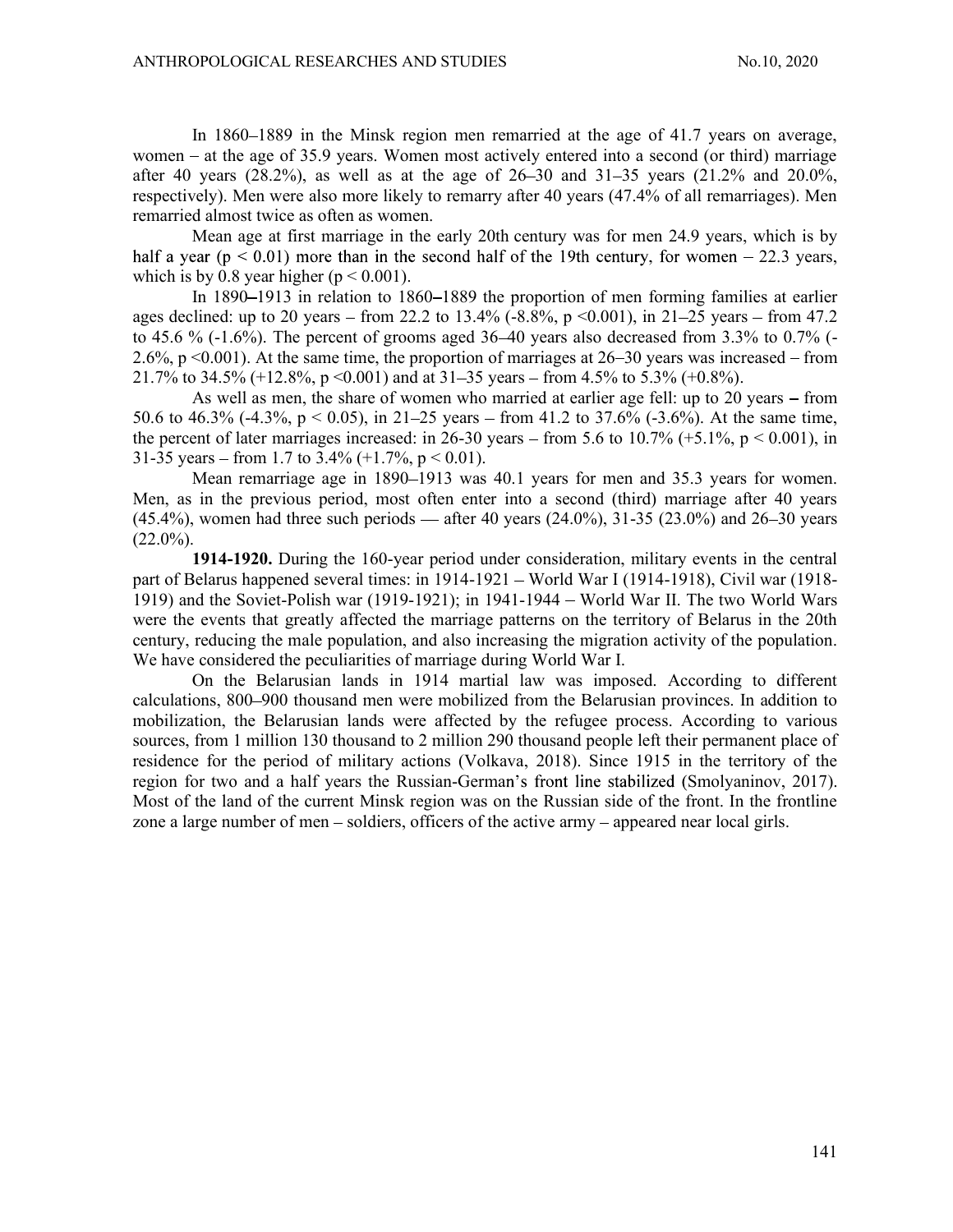In 1860–1889 in the Minsk region men remarried at the age of 41.7 years on average, women – at the age of 35.9 years. Women most actively entered into a second (or third) marriage after 40 years (28.2%), as well as at the age of 26–30 and 31–35 years (21.2% and 20.0%, respectively). Men were also more likely to remarry after 40 years (47.4% of all remarriages). Men remarried almost twice as often as women.

Mean age at first marriage in the early 20th century was for men 24.9 years, which is by half a year ($p < 0.01$) more than in the second half of the 19th century, for women – 22.3 years, which is by 0.8 year higher ($p < 0.001$).

In 1890–1913 in relation to 1860–1889 the proportion of men forming families at earlier ages declined: up to 20 years – from 22.2 to 13.4% (-8.8%, $p < 0.001$), in 21–25 years – from 47.2 to 45.6 % (-1.6%). The percent of grooms aged 36–40 years also decreased from 3.3% to 0.7% (-2.6%, $p < 0.001$). At the same time, the proportion of marriages at 26–30 years was increased – from 21.7% to 34.5% (+12.8%, $p < 0.001$) and at 31–35 years – from 4.5% to 5.3% (+0.8%).

As well as men, the share of women who married at earlier age fell: up to 20 years – from 50.6 to 46.3% (-4.3%, $p < 0.05$), in 21–25 years – from 41.2 to 37.6% (-3.6%). At the same time, the percent of later marriages increased: in 26-30 years – from 5.6 to 10.7% (+5.1%, $p < 0.001$), in 31-35 years – from 1.7 to 3.4% (+1.7%, $p < 0.01$).

Mean remarriage age in 1890–1913 was 40.1 years for men and 35.3 years for women. Men, as in the previous period, most often enter into a second (third) marriage after 40 years (45.4%), women had three such periods — after 40 years (24.0%), 31-35 (23.0%) and 26–30 years (22.0%).

**1914-1920.** During the 160-year period under consideration, military events in the central part of Belarus happened several times: in 1914-1921 – World War I (1914-1918), Civil war (1918-1919) and the Soviet-Polish war (1919-1921); in 1941-1944 – World War II. The two World Wars were the events that greatly affected the marriage patterns on the territory of Belarus in the 20th century, reducing the male population, and also increasing the migration activity of the population. We have considered the peculiarities of marriage during World War I.

On the Belarusian lands in 1914 martial law was imposed. According to different calculations, 800–900 thousand men were mobilized from the Belarusian provinces. In addition to mobilization, the Belarusian lands were affected by the refugee process. According to various sources, from 1 million 130 thousand to 2 million 290 thousand people left their permanent place of residence for the period of military actions (Volkava, 2018). Since 1915 in the territory of the region for two and a half years the Russian-German's front line stabilized (Smolyaninov, 2017). Most of the land of the current Minsk region was on the Russian side of the front. In the frontline zone a large number of men – soldiers, officers of the active army – appeared near local girls.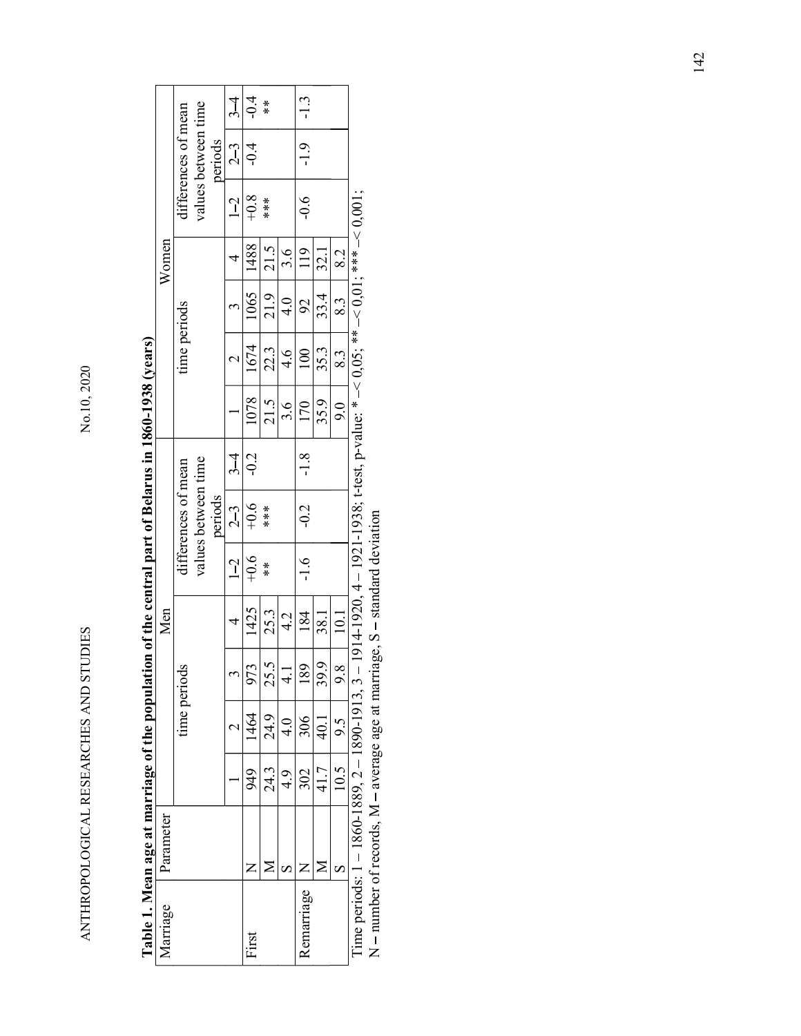**Table 1. Mean age at marriage of the population of the central part of Belarus in 1860-1938 (years)**

| Marriage | Parameter | Men | | | | | | | Women | | | | | | |
|---|---|---|---|---|---|---|---|---|---|---|---|---|---|---|---|
| | | time periods | | | | differences of mean values between time periods | | | time periods | | | | differences of mean values between time periods | | |
| | | 1 | 2 | 3 | 4 | 1–2 | 2–3 | 3–4 | 1 | 2 | 3 | 4 | 1–2 | 2–3 | 3–4 |
| First | N | 949 | 1464 | 973 | 1425 | +0.6 ** | +0.6 *** | -0.2 | 1078 | 1674 | 1065 | 1488 | +0.8 *** | -0.4 | -0.4 ** |
| | M | 24.3 | 24.9 | 25.5 | 25.3 | | | | 21.5 | 22.3 | 21.9 | 21.5 | | | |
| | S | 4.9 | 4.0 | 4.1 | 4.2 | | | | 3.6 | 4.6 | 4.0 | 3.6 | | | |
| Remarriage | N | 302 | 306 | 189 | 184 | -1.6 | -0.2 | -1.8 | 170 | 100 | 92 | 119 | -0.6 | -1.9 | -1.3 |
| | M | 41.7 | 40.1 | 39.9 | 38.1 | | | | 35.9 | 35.3 | 33.4 | 32.1 | | | |
| | S | 10.5 | 9.5 | 9.8 | 10.1 | | | | 9.0 | 8.3 | 8.3 | 8.2 | | | |

Time periods: 1 – 1860-1889, 2 – 1890-1913, 3 – 1914-1920, 4 – 1921-1938; t-test, p-value: * – < 0,05; ** – < 0,01; *** – < 0,001;
N – number of records, M – average age at marriage, S – standard deviation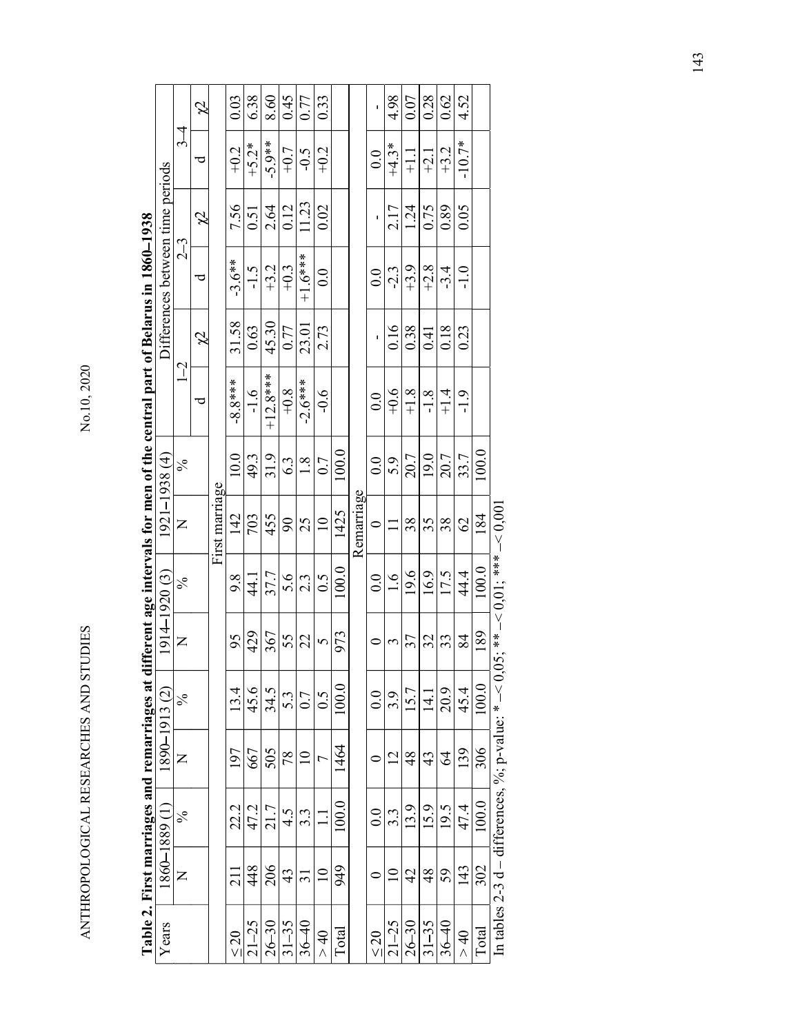**Table 2. First marriages and remarriages at different age intervals for men of the central part of Belarus in 1860–1938**

| Years | 1860–1889 (1) | | 1890–1913 (2) | | 1914–1920 (3) | | 1921–1938 (4) | | Differences between time periods | | | | | |
|---|---|---|---|---|---|---|---|---|---|---|---|---|---|---|
| | | | | | | | | | 1–2 | | 2–3 | | 3–4 | |
| | N | % | N | % | N | % | N | % | d | χ2 | d | χ2 | d | χ2 |
| First marriage | | | | | | | | | | | | | | |
| ≤ 20 | 211 | 22.2 | 197 | 13.4 | 95 | 9.8 | 142 | 10.0 | -8.8*** | 31.58 | -3.6** | 7.56 | +0.2 | 0.03 |
| 21–25 | 448 | 47.2 | 667 | 45.6 | 429 | 44.1 | 703 | 49.3 | -1.6 | 0.63 | -1.5 | 0.51 | +5.2* | 6.38 |
| 26–30 | 206 | 21.7 | 505 | 34.5 | 367 | 37.7 | 455 | 31.9 | +12.8*** | 45.30 | +3.2 | 2.64 | -5.9** | 8.60 |
| 31–35 | 43 | 4.5 | 78 | 5.3 | 55 | 5.6 | 90 | 6.3 | +0.8 | 0.77 | +0.3 | 0.12 | +0.7 | 0.45 |
| 36–40 | 31 | 3.3 | 10 | 0.7 | 22 | 2.3 | 25 | 1.8 | -2.6*** | 23.01 | +1.6*** | 11.23 | -0.5 | 0.77 |
| > 40 | 10 | 1.1 | 7 | 0.5 | 5 | 0.5 | 10 | 0.7 | -0.6 | 2.73 | 0.0 | 0.02 | +0.2 | 0.33 |
| Total | 949 | 100.0 | 1464 | 100.0 | 973 | 100.0 | 1425 | 100.0 | | | | | | |
| Remarriage | | | | | | | | | | | | | | |
| ≤ 20 | 0 | 0.0 | 0 | 0.0 | 0 | 0.0 | 0 | 0.0 | 0.0 | - | 0.0 | - | 0.0 | - |
| 21–25 | 10 | 3.3 | 12 | 3.9 | 3 | 1.6 | 11 | 5.9 | +0.6 | 0.16 | -2.3 | 2.17 | +4.3* | 4.98 |
| 26–30 | 42 | 13.9 | 48 | 15.7 | 37 | 19.6 | 38 | 20.7 | +1.8 | 0.38 | +3.9 | 1.24 | +1.1 | 0.07 |
| 31–35 | 48 | 15.9 | 43 | 14.1 | 32 | 16.9 | 35 | 19.0 | -1.8 | 0.41 | +2.8 | 0.75 | +2.1 | 0.28 |
| 36–40 | 59 | 19.5 | 64 | 20.9 | 33 | 17.5 | 38 | 20.7 | +1.4 | 0.18 | -3.4 | 0.89 | +3.2 | 0.62 |
| > 40 | 143 | 47.4 | 139 | 45.4 | 84 | 44.4 | 62 | 33.7 | -1.9 | 0.23 | -1.0 | 0.05 | -10.7* | 4.52 |
| Total | 302 | 100.0 | 306 | 100.0 | 189 | 100.0 | 184 | 100.0 | | | | | | |

In tables 2-3 d – differences, %; p-value: * –< 0,05; ** –< 0,01; *** –< 0,001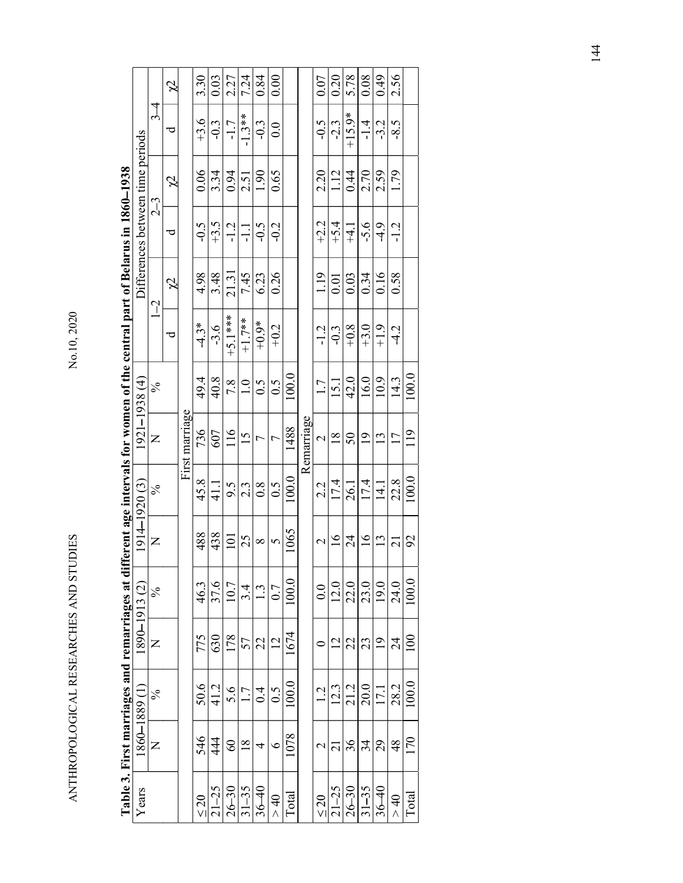**Table 3. First marriages and remarriages at different age intervals for women of the central part of Belarus in 1860–1938**

| Years | 1860–1889 (1) | | 1890–1913 (2) | | 1914–1920 (3) | | 1921–1938 (4) | | Differences between time periods | | | | | |
|---|---|---|---|---|---|---|---|---|---|---|---|---|---|---|
| | | | | | | | | | 1–2 | | 2–3 | | 3–4 | |
| | N | % | N | % | N | % | N | % | d | χ2 | d | χ2 | d | χ2 |
| | | | | | | | First marriage | | | | | | | |
| ≤ 20 | 546 | 50.6 | 775 | 46.3 | 488 | 45.8 | 736 | 49.4 | -4.3* | 4.98 | -0.5 | 0.06 | +3.6 | 3.30 |
| 21–25 | 444 | 41.2 | 630 | 37.6 | 438 | 41.1 | 607 | 40.8 | -3.6 | 3.48 | +3.5 | 3.34 | -0.3 | 0.03 |
| 26–30 | 60 | 5.6 | 178 | 10.7 | 101 | 9.5 | 116 | 7.8 | +5.1*** | 21.31 | -1.2 | 0.94 | -1.7 | 2.27 |
| 31–35 | 18 | 1.7 | 57 | 3.4 | 25 | 2.3 | 15 | 1.0 | +1.7** | 7.45 | -1.1 | 2.51 | -1.3** | 7.24 |
| 36–40 | 4 | 0.4 | 22 | 1.3 | 8 | 0.8 | 7 | 0.5 | +0.9* | 6.23 | -0.5 | 1.90 | -0.3 | 0.84 |
| > 40 | 6 | 0.5 | 12 | 0.7 | 5 | 0.5 | 7 | 0.5 | +0.2 | 0.26 | -0.2 | 0.65 | 0.0 | 0.00 |
| Total | 1078 | 100.0 | 1674 | 100.0 | 1065 | 100.0 | 1488 | 100.0 | | | | | | |
| | | | | | | | Remarriage | | | | | | | |
| ≤ 20 | 2 | 1.2 | 0 | 0.0 | 2 | 2.2 | 2 | 1.7 | -1.2 | 1.19 | +2.2 | 2.20 | -0.5 | 0.07 |
| 21–25 | 21 | 12.3 | 12 | 12.0 | 16 | 17.4 | 18 | 15.1 | -0.3 | 0.01 | +5.4 | 1.12 | -2.3 | 0.20 |
| 26–30 | 36 | 21.2 | 22 | 22.0 | 24 | 26.1 | 50 | 42.0 | +0.8 | 0.03 | +4.1 | 0.44 | +15.9* | 5.78 |
| 31–35 | 34 | 20.0 | 23 | 23.0 | 16 | 17.4 | 19 | 16.0 | +3.0 | 0.34 | -5.6 | 2.70 | -1.4 | 0.08 |
| 36–40 | 29 | 17.1 | 19 | 19.0 | 13 | 14.1 | 13 | 10.9 | +1.9 | 0.16 | -4.9 | 2.59 | -3.2 | 0.49 |
| > 40 | 48 | 28.2 | 24 | 24.0 | 21 | 22.8 | 17 | 14.3 | -4.2 | 0.58 | -1.2 | 1.79 | -8.5 | 2.56 |
| Total | 170 | 100.0 | 100 | 100.0 | 92 | 100.0 | 119 | 100.0 | | | | | | |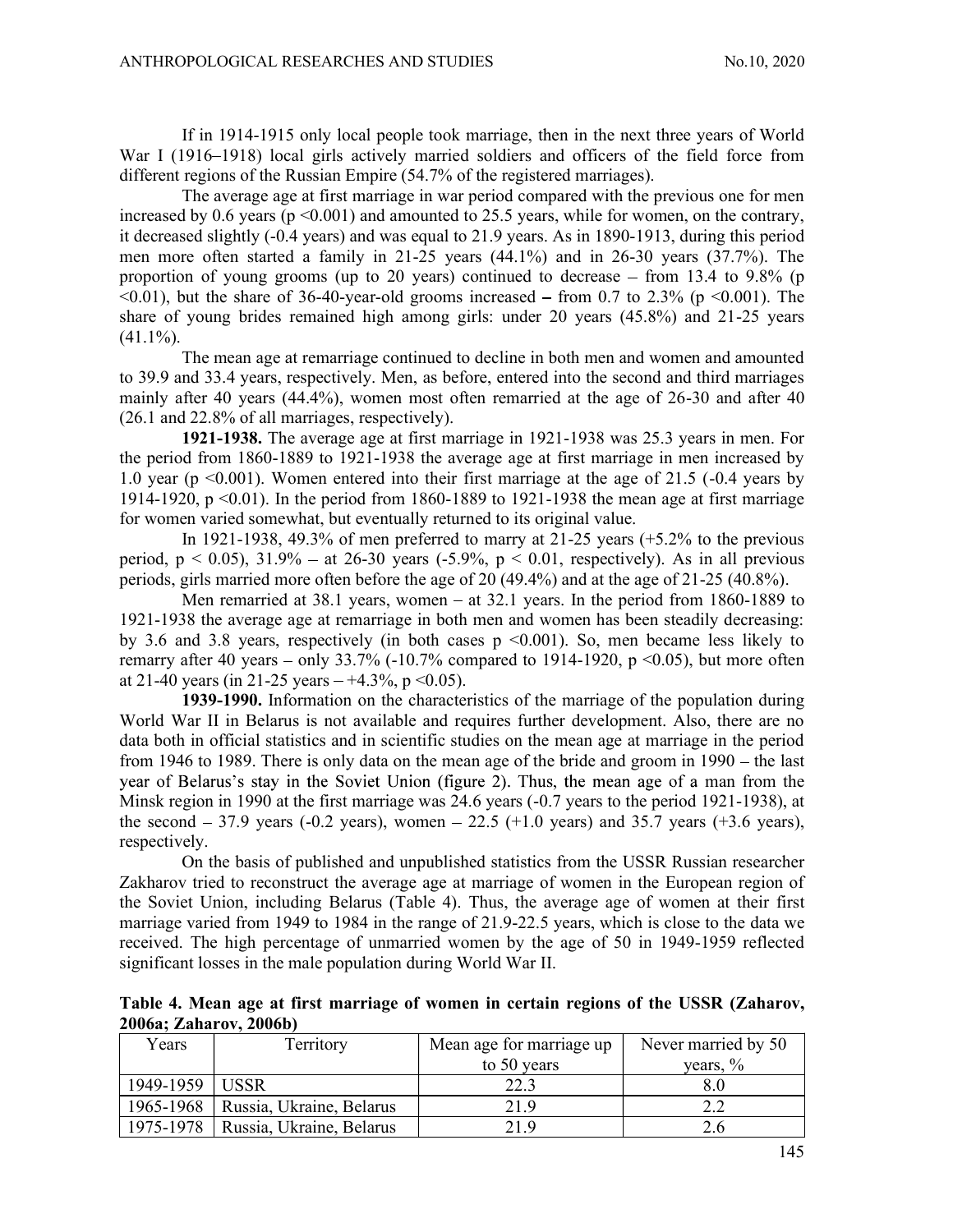If in 1914-1915 only local people took marriage, then in the next three years of World War I (1916–1918) local girls actively married soldiers and officers of the field force from different regions of the Russian Empire (54.7% of the registered marriages).

The average age at first marriage in war period compared with the previous one for men increased by 0.6 years ($p < 0.001$) and amounted to 25.5 years, while for women, on the contrary, it decreased slightly (-0.4 years) and was equal to 21.9 years. As in 1890-1913, during this period men more often started a family in 21-25 years (44.1%) and in 26-30 years (37.7%). The proportion of young grooms (up to 20 years) continued to decrease – from 13.4 to 9.8% ($p < 0.01$), but the share of 36-40-year-old grooms increased – from 0.7 to 2.3% ($p < 0.001$). The share of young brides remained high among girls: under 20 years (45.8%) and 21-25 years (41.1%).

The mean age at remarriage continued to decline in both men and women and amounted to 39.9 and 33.4 years, respectively. Men, as before, entered into the second and third marriages mainly after 40 years (44.4%), women most often remarried at the age of 26-30 and after 40 (26.1 and 22.8% of all marriages, respectively).

**1921-1938.** The average age at first marriage in 1921-1938 was 25.3 years in men. For the period from 1860-1889 to 1921-1938 the average age at first marriage in men increased by 1.0 year ($p < 0.001$). Women entered into their first marriage at the age of 21.5 (-0.4 years by 1914-1920, $p < 0.01$). In the period from 1860-1889 to 1921-1938 the mean age at first marriage for women varied somewhat, but eventually returned to its original value.

In 1921-1938, 49.3% of men preferred to marry at 21-25 years (+5.2% to the previous period, $p < 0.05$), 31.9% – at 26-30 years (-5.9%, $p < 0.01$, respectively). As in all previous periods, girls married more often before the age of 20 (49.4%) and at the age of 21-25 (40.8%).

Men remarried at 38.1 years, women – at 32.1 years. In the period from 1860-1889 to 1921-1938 the average age at remarriage in both men and women has been steadily decreasing: by 3.6 and 3.8 years, respectively (in both cases $p < 0.001$). So, men became less likely to remarry after 40 years – only 33.7% (-10.7% compared to 1914-1920, $p < 0.05$), but more often at 21-40 years (in 21-25 years – +4.3%, $p < 0.05$).

**1939-1990.** Information on the characteristics of the marriage of the population during World War II in Belarus is not available and requires further development. Also, there are no data both in official statistics and in scientific studies on the mean age at marriage in the period from 1946 to 1989. There is only data on the mean age of the bride and groom in 1990 – the last year of Belarus's stay in the Soviet Union (figure 2). Thus, the mean age of a man from the Minsk region in 1990 at the first marriage was 24.6 years (-0.7 years to the period 1921-1938), at the second – 37.9 years (-0.2 years), women – 22.5 (+1.0 years) and 35.7 years (+3.6 years), respectively.

On the basis of published and unpublished statistics from the USSR Russian researcher Zakharov tried to reconstruct the average age at marriage of women in the European region of the Soviet Union, including Belarus (Table 4). Thus, the average age of women at their first marriage varied from 1949 to 1984 in the range of 21.9-22.5 years, which is close to the data we received. The high percentage of unmarried women by the age of 50 in 1949-1959 reflected significant losses in the male population during World War II.

**Table 4. Mean age at first marriage of women in certain regions of the USSR (Zaharov, 2006a; Zaharov, 2006b)**

| Years | Territory | Mean age for marriage up to 50 years | Never married by 50 years, % |
|---|---|---|---|
| 1949-1959 | USSR | 22.3 | 8.0 |
| 1965-1968 | Russia, Ukraine, Belarus | 21.9 | 2.2 |
| 1975-1978 | Russia, Ukraine, Belarus | 21.9 | 2.6 |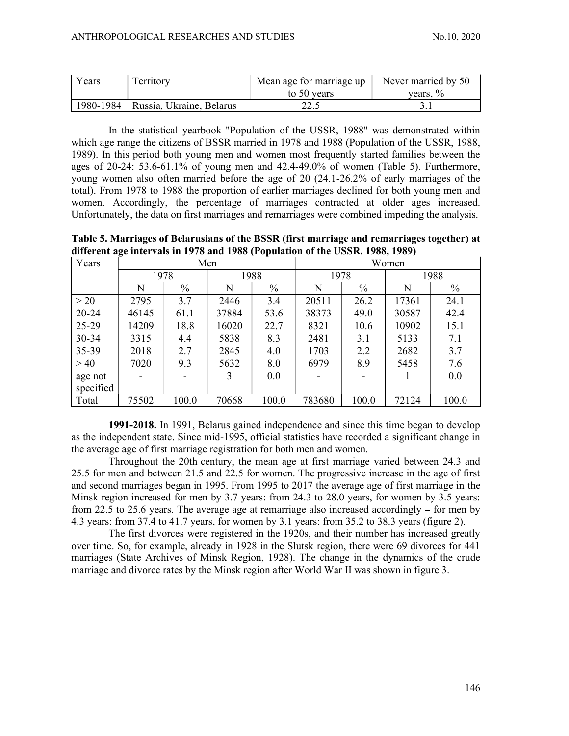| Years | Territory | Mean age for marriage up to 50 years | Never married by 50 years, % |
|---|---|---|---|
| 1980-1984 | Russia, Ukraine, Belarus | 22.5 | 3.1 |

In the statistical yearbook "Population of the USSR, 1988" was demonstrated within which age range the citizens of BSSR married in 1978 and 1988 (Population of the USSR, 1988, 1989). In this period both young men and women most frequently started families between the ages of 20-24: 53.6-61.1% of young men and 42.4-49.0% of women (Table 5). Furthermore, young women also often married before the age of 20 (24.1-26.2% of early marriages of the total). From 1978 to 1988 the proportion of earlier marriages declined for both young men and women. Accordingly, the percentage of marriages contracted at older ages increased. Unfortunately, the data on first marriages and remarriages were combined impeding the analysis.

**Table 5. Marriages of Belarusians of the BSSR (first marriage and remarriages together) at different age intervals in 1978 and 1988 (Population of the USSR. 1988, 1989)**

| Years | Men | | | | Women | | | |
|---|---|---|---|---|---|---|---|---|
| | 1978 | | 1988 | | 1978 | | 1988 | |
| | N | % | N | % | N | % | N | % |
| > 20 | 2795 | 3.7 | 2446 | 3.4 | 20511 | 26.2 | 17361 | 24.1 |
| 20-24 | 46145 | 61.1 | 37884 | 53.6 | 38373 | 49.0 | 30587 | 42.4 |
| 25-29 | 14209 | 18.8 | 16020 | 22.7 | 8321 | 10.6 | 10902 | 15.1 |
| 30-34 | 3315 | 4.4 | 5838 | 8.3 | 2481 | 3.1 | 5133 | 7.1 |
| 35-39 | 2018 | 2.7 | 2845 | 4.0 | 1703 | 2.2 | 2682 | 3.7 |
| > 40 | 7020 | 9.3 | 5632 | 8.0 | 6979 | 8.9 | 5458 | 7.6 |
| age not specified | - | - | 3 | 0.0 | - | - | 1 | 0.0 |
| Total | 75502 | 100.0 | 70668 | 100.0 | 783680 | 100.0 | 72124 | 100.0 |

**1991-2018.** In 1991, Belarus gained independence and since this time began to develop as the independent state. Since mid-1995, official statistics have recorded a significant change in the average age of first marriage registration for both men and women.

Throughout the 20th century, the mean age at first marriage varied between 24.3 and 25.5 for men and between 21.5 and 22.5 for women. The progressive increase in the age of first and second marriages began in 1995. From 1995 to 2017 the average age of first marriage in the Minsk region increased for men by 3.7 years: from 24.3 to 28.0 years, for women by 3.5 years: from 22.5 to 25.6 years. The average age at remarriage also increased accordingly – for men by 4.3 years: from 37.4 to 41.7 years, for women by 3.1 years: from 35.2 to 38.3 years (figure 2).

The first divorces were registered in the 1920s, and their number has increased greatly over time. So, for example, already in 1928 in the Slutsk region, there were 69 divorces for 441 marriages (State Archives of Minsk Region, 1928). The change in the dynamics of the crude marriage and divorce rates by the Minsk region after World War II was shown in figure 3.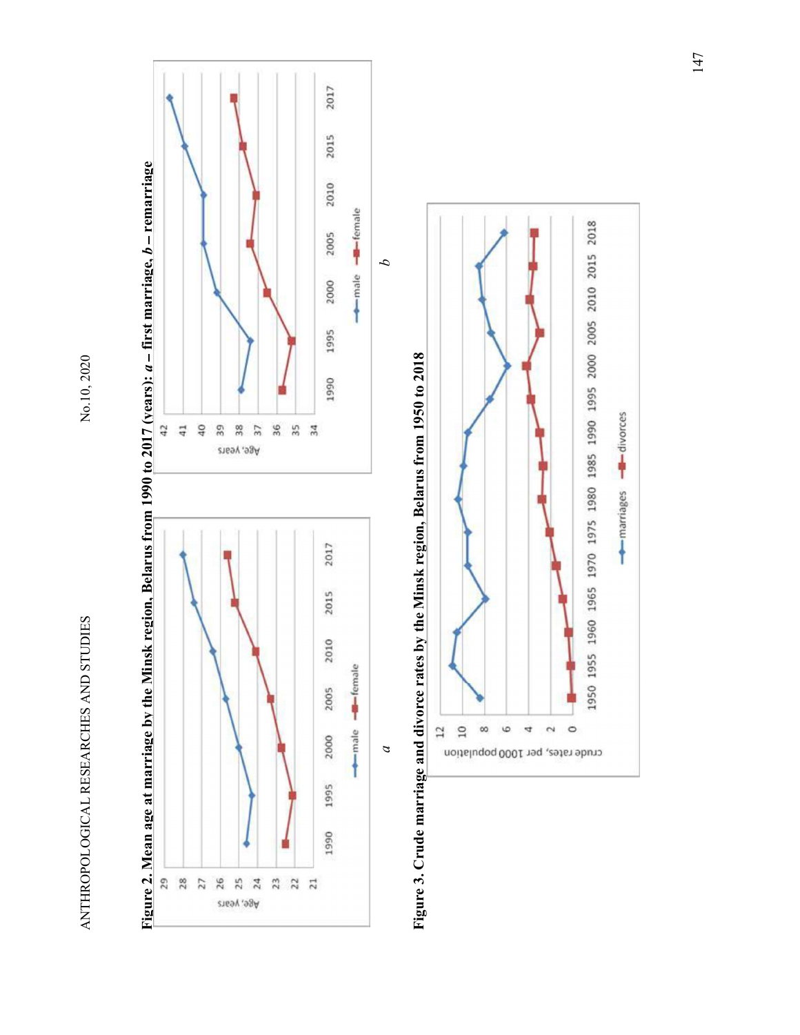**Figure 2. Mean age at marriage by the Minsk region, Belarus from 1990 to 2017 (years):** ***a*** **– first marriage,** ***b*** **– remarriage**

*a*

*b*

**Figure 3. Crude marriage and divorce rates by the Minsk region, Belarus from 1950 to 2018**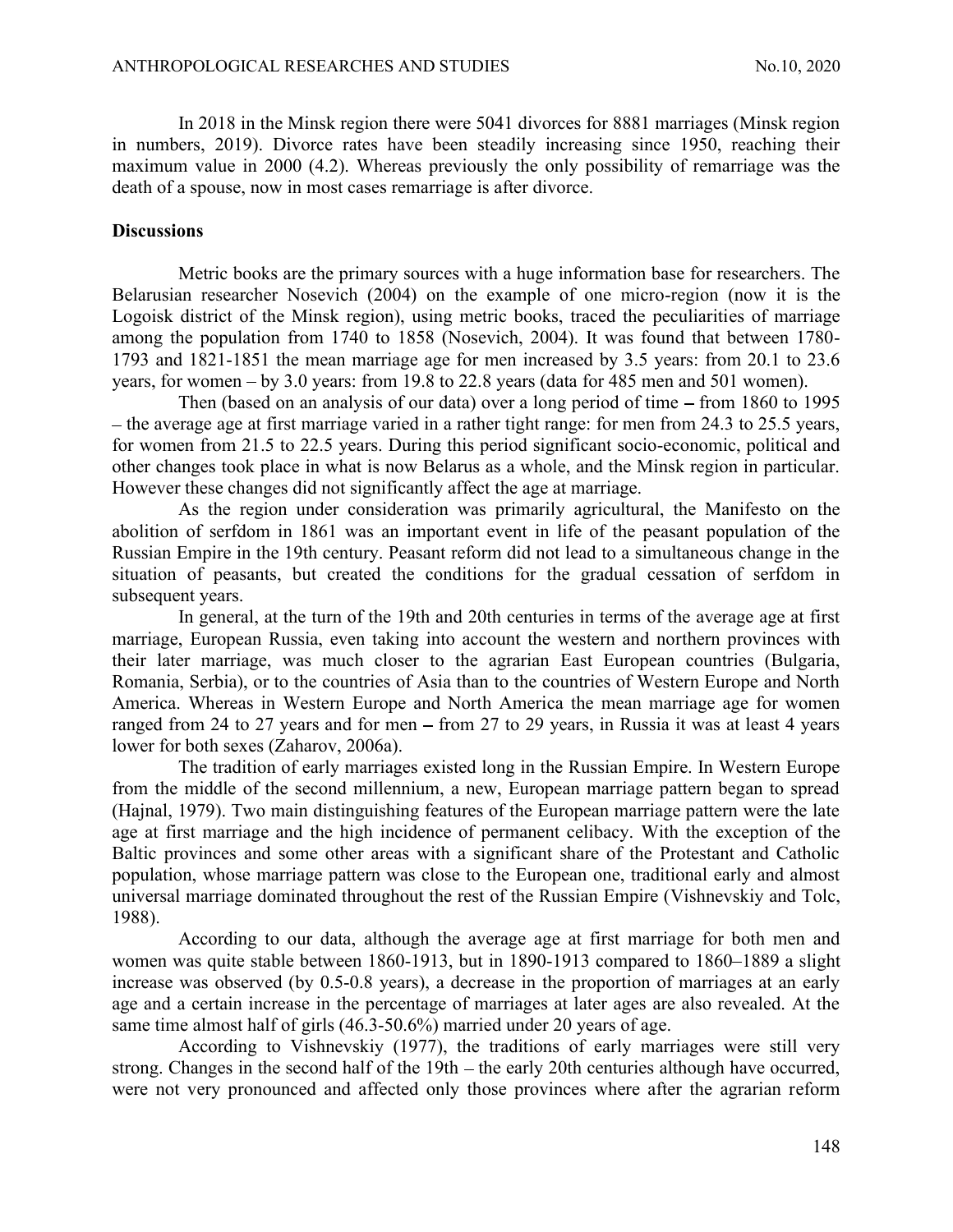In 2018 in the Minsk region there were 5041 divorces for 8881 marriages (Minsk region in numbers, 2019). Divorce rates have been steadily increasing since 1950, reaching their maximum value in 2000 (4.2). Whereas previously the only possibility of remarriage was the death of a spouse, now in most cases remarriage is after divorce.

## Discussions

Metric books are the primary sources with a huge information base for researchers. The Belarusian researcher Nosevich (2004) on the example of one micro-region (now it is the Logoisk district of the Minsk region), using metric books, traced the peculiarities of marriage among the population from 1740 to 1858 (Nosevich, 2004). It was found that between 1780-1793 and 1821-1851 the mean marriage age for men increased by 3.5 years: from 20.1 to 23.6 years, for women – by 3.0 years: from 19.8 to 22.8 years (data for 485 men and 501 women).

Then (based on an analysis of our data) over a long period of time – from 1860 to 1995 – the average age at first marriage varied in a rather tight range: for men from 24.3 to 25.5 years, for women from 21.5 to 22.5 years. During this period significant socio-economic, political and other changes took place in what is now Belarus as a whole, and the Minsk region in particular. However these changes did not significantly affect the age at marriage.

As the region under consideration was primarily agricultural, the Manifesto on the abolition of serfdom in 1861 was an important event in life of the peasant population of the Russian Empire in the 19th century. Peasant reform did not lead to a simultaneous change in the situation of peasants, but created the conditions for the gradual cessation of serfdom in subsequent years.

In general, at the turn of the 19th and 20th centuries in terms of the average age at first marriage, European Russia, even taking into account the western and northern provinces with their later marriage, was much closer to the agrarian East European countries (Bulgaria, Romania, Serbia), or to the countries of Asia than to the countries of Western Europe and North America. Whereas in Western Europe and North America the mean marriage age for women ranged from 24 to 27 years and for men – from 27 to 29 years, in Russia it was at least 4 years lower for both sexes (Zaharov, 2006a).

The tradition of early marriages existed long in the Russian Empire. In Western Europe from the middle of the second millennium, a new, European marriage pattern began to spread (Hajnal, 1979). Two main distinguishing features of the European marriage pattern were the late age at first marriage and the high incidence of permanent celibacy. With the exception of the Baltic provinces and some other areas with a significant share of the Protestant and Catholic population, whose marriage pattern was close to the European one, traditional early and almost universal marriage dominated throughout the rest of the Russian Empire (Vishnevskiy and Tolc, 1988).

According to our data, although the average age at first marriage for both men and women was quite stable between 1860-1913, but in 1890-1913 compared to 1860–1889 a slight increase was observed (by 0.5-0.8 years), a decrease in the proportion of marriages at an early age and a certain increase in the percentage of marriages at later ages are also revealed. At the same time almost half of girls (46.3-50.6%) married under 20 years of age.

According to Vishnevskiy (1977), the traditions of early marriages were still very strong. Changes in the second half of the 19th – the early 20th centuries although have occurred, were not very pronounced and affected only those provinces where after the agrarian reform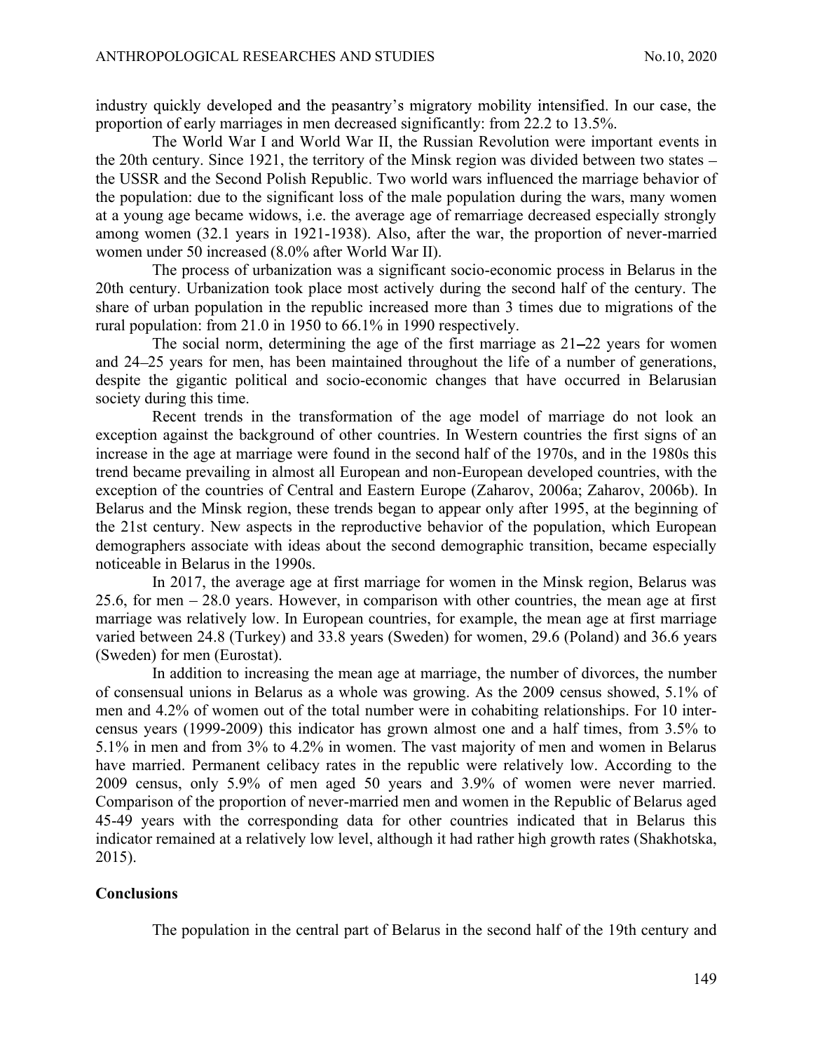industry quickly developed and the peasantry's migratory mobility intensified. In our case, the proportion of early marriages in men decreased significantly: from 22.2 to 13.5%.

The World War I and World War II, the Russian Revolution were important events in the 20th century. Since 1921, the territory of the Minsk region was divided between two states – the USSR and the Second Polish Republic. Two world wars influenced the marriage behavior of the population: due to the significant loss of the male population during the wars, many women at a young age became widows, i.e. the average age of remarriage decreased especially strongly among women (32.1 years in 1921-1938). Also, after the war, the proportion of never-married women under 50 increased (8.0% after World War II).

The process of urbanization was a significant socio-economic process in Belarus in the 20th century. Urbanization took place most actively during the second half of the century. The share of urban population in the republic increased more than 3 times due to migrations of the rural population: from 21.0 in 1950 to 66.1% in 1990 respectively.

The social norm, determining the age of the first marriage as 21–22 years for women and 24–25 years for men, has been maintained throughout the life of a number of generations, despite the gigantic political and socio-economic changes that have occurred in Belarusian society during this time.

Recent trends in the transformation of the age model of marriage do not look an exception against the background of other countries. In Western countries the first signs of an increase in the age at marriage were found in the second half of the 1970s, and in the 1980s this trend became prevailing in almost all European and non-European developed countries, with the exception of the countries of Central and Eastern Europe (Zaharov, 2006a; Zaharov, 2006b). In Belarus and the Minsk region, these trends began to appear only after 1995, at the beginning of the 21st century. New aspects in the reproductive behavior of the population, which European demographers associate with ideas about the second demographic transition, became especially noticeable in Belarus in the 1990s.

In 2017, the average age at first marriage for women in the Minsk region, Belarus was 25.6, for men – 28.0 years. However, in comparison with other countries, the mean age at first marriage was relatively low. In European countries, for example, the mean age at first marriage varied between 24.8 (Turkey) and 33.8 years (Sweden) for women, 29.6 (Poland) and 36.6 years (Sweden) for men (Eurostat).

In addition to increasing the mean age at marriage, the number of divorces, the number of consensual unions in Belarus as a whole was growing. As the 2009 census showed, 5.1% of men and 4.2% of women out of the total number were in cohabiting relationships. For 10 inter-census years (1999-2009) this indicator has grown almost one and a half times, from 3.5% to 5.1% in men and from 3% to 4.2% in women. The vast majority of men and women in Belarus have married. Permanent celibacy rates in the republic were relatively low. According to the 2009 census, only 5.9% of men aged 50 years and 3.9% of women were never married. Comparison of the proportion of never-married men and women in the Republic of Belarus aged 45-49 years with the corresponding data for other countries indicated that in Belarus this indicator remained at a relatively low level, although it had rather high growth rates (Shakhotska, 2015).

## Conclusions

The population in the central part of Belarus in the second half of the 19th century and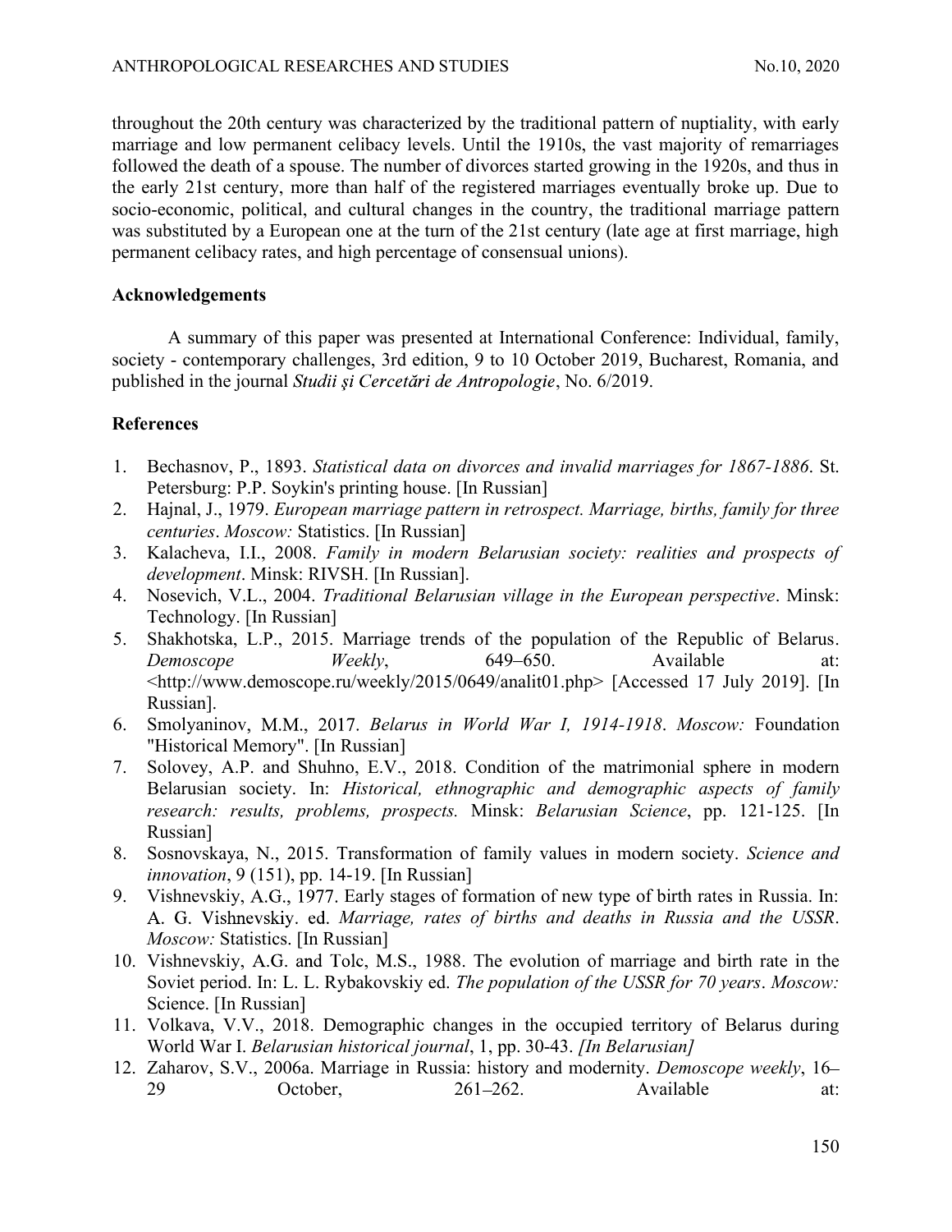throughout the 20th century was characterized by the traditional pattern of nuptiality, with early marriage and low permanent celibacy levels. Until the 1910s, the vast majority of remarriages followed the death of a spouse. The number of divorces started growing in the 1920s, and thus in the early 21st century, more than half of the registered marriages eventually broke up. Due to socio-economic, political, and cultural changes in the country, the traditional marriage pattern was substituted by a European one at the turn of the 21st century (late age at first marriage, high permanent celibacy rates, and high percentage of consensual unions).

## Acknowledgements

A summary of this paper was presented at International Conference: Individual, family, society - contemporary challenges, 3rd edition, 9 to 10 October 2019, Bucharest, Romania, and published in the journal *Studii şi Cercetări de Antropologie*, No. 6/2019.

## References

1. Bechasnov, P., 1893. *Statistical data on divorces and invalid marriages for 1867-1886*. St. Petersburg: P.P. Soykin's printing house. [In Russian]
2. Hajnal, J., 1979. *European marriage pattern in retrospect. Marriage, births, family for three centuries*. *Moscow:* Statistics. [In Russian]
3. Kalacheva, I.I., 2008. *Family in modern Belarusian society: realities and prospects of development*. Minsk: RIVSH. [In Russian].
4. Nosevich, V.L., 2004. *Traditional Belarusian village in the European perspective*. Minsk: Technology. [In Russian]
5. Shakhotska, L.P., 2015. Marriage trends of the population of the Republic of Belarus. *Demoscope Weekly*, 649–650. Available at: <http://www.demoscope.ru/weekly/2015/0649/analit01.php> [Accessed 17 July 2019]. [In Russian].
6. Smolyaninov, M.M., 2017. *Belarus in World War I, 1914-1918*. *Moscow:* Foundation "Historical Memory". [In Russian]
7. Solovey, A.P. and Shuhno, E.V., 2018. Condition of the matrimonial sphere in modern Belarusian society. In: *Historical, ethnographic and demographic aspects of family research: results, problems, prospects.* Minsk: *Belarusian Science*, pp. 121-125. [In Russian]
8. Sosnovskaya, N., 2015. Transformation of family values in modern society. *Science and innovation*, 9 (151), pp. 14-19. [In Russian]
9. Vishnevskiy, A.G., 1977. Early stages of formation of new type of birth rates in Russia. In: A. G. Vishnevskiy. ed. *Marriage, rates of births and deaths in Russia and the USSR*. *Moscow:* Statistics. [In Russian]
10. Vishnevskiy, A.G. and Tolc, M.S., 1988. The evolution of marriage and birth rate in the Soviet period. In: L. L. Rybakovskiy ed. *The population of the USSR for 70 years*. *Moscow:* Science. [In Russian]
11. Volkava, V.V., 2018. Demographic changes in the occupied territory of Belarus during World War I. *Belarusian historical journal*, 1, pp. 30-43. *[In Belarusian]*
12. Zaharov, S.V., 2006a. Marriage in Russia: history and modernity. *Demoscope weekly*, 16–29 October, 261–262. Available at: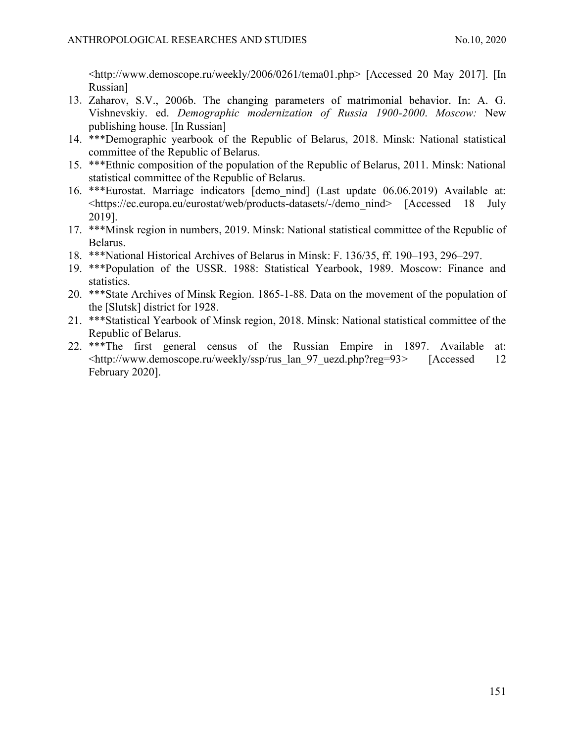<http://www.demoscope.ru/weekly/2006/0261/tema01.php> [Accessed 20 May 2017]. [In Russian]

13. Zaharov, S.V., 2006b. The changing parameters of matrimonial behavior. In: A. G. Vishnevskiy. ed. *Demographic modernization of Russia 1900-2000*. *Moscow:* New publishing house. [In Russian]
14. ***Demographic yearbook of the Republic of Belarus, 2018. Minsk: National statistical committee of the Republic of Belarus.
15. ***Ethnic composition of the population of the Republic of Belarus, 2011. Minsk: National statistical committee of the Republic of Belarus.
16. ***Eurostat. Marriage indicators [demo_nind] (Last update 06.06.2019) Available at: <https://ec.europa.eu/eurostat/web/products-datasets/-/demo_nind> [Accessed 18 July 2019].
17. ***Minsk region in numbers, 2019. Minsk: National statistical committee of the Republic of Belarus.
18. ***National Historical Archives of Belarus in Minsk: F. 136/35, ff. 190–193, 296–297.
19. ***Population of the USSR. 1988: Statistical Yearbook, 1989. Moscow: Finance and statistics.
20. ***State Archives of Minsk Region. 1865-1-88. Data on the movement of the population of the [Slutsk] district for 1928.
21. ***Statistical Yearbook of Minsk region, 2018. Minsk: National statistical committee of the Republic of Belarus.
22. ***The first general census of the Russian Empire in 1897. Available at: <http://www.demoscope.ru/weekly/ssp/rus_lan_97_uezd.php?reg=93> [Accessed 12 February 2020].